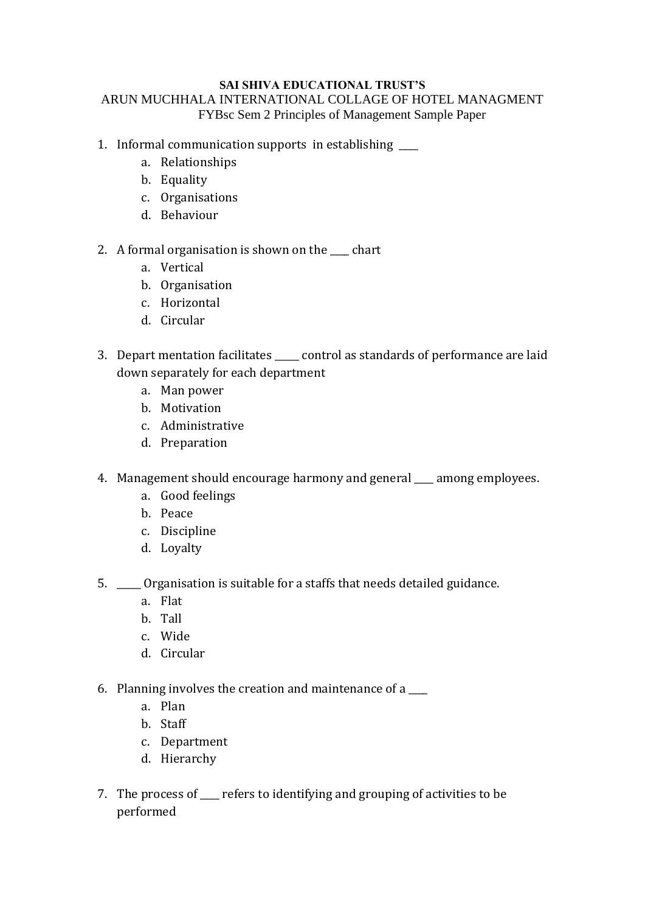**SAI SHIVA EDUCATIONAL TRUST'S**

ARUN MUCHHALA INTERNATIONAL COLLAGE OF HOTEL MANAGMENT

FYBsc Sem 2 Principles of Management Sample Paper

1. Informal communication supports in establishing ____
   a. Relationships
   b. Equality
   c. Organisations
   d. Behaviour

2. A formal organisation is shown on the ____ chart
   a. Vertical
   b. Organisation
   c. Horizontal
   d. Circular

3. Depart mentation facilitates _____ control as standards of performance are laid down separately for each department
   a. Man power
   b. Motivation
   c. Administrative
   d. Preparation

4. Management should encourage harmony and general ____ among employees.
   a. Good feelings
   b. Peace
   c. Discipline
   d. Loyalty

5. _____ Organisation is suitable for a staffs that needs detailed guidance.
   a. Flat
   b. Tall
   c. Wide
   d. Circular

6. Planning involves the creation and maintenance of a ____
   a. Plan
   b. Staff
   c. Department
   d. Hierarchy

7. The process of ____ refers to identifying and grouping of activities to be performed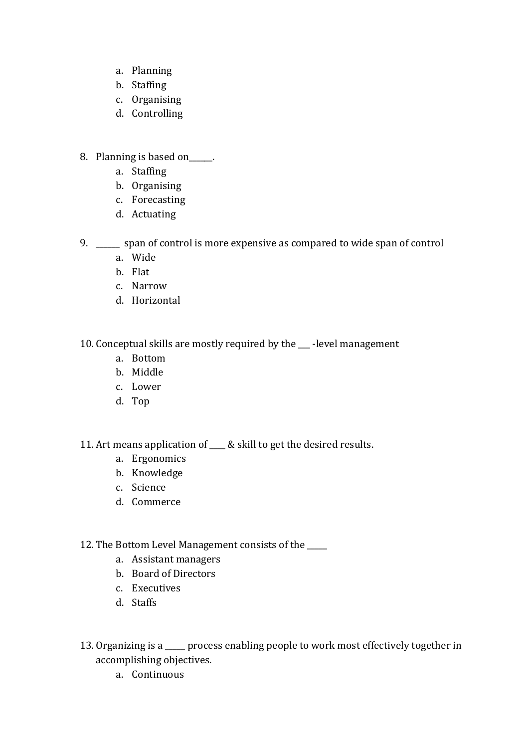a. Planning
b. Staffing
c. Organising
d. Controlling

8. Planning is based on______.
    a. Staffing
    b. Organising
    c. Forecasting
    d. Actuating

9. ______ span of control is more expensive as compared to wide span of control
    a. Wide
    b. Flat
    c. Narrow
    d. Horizontal

10. Conceptual skills are mostly required by the ___ -level management
    a. Bottom
    b. Middle
    c. Lower
    d. Top

11. Art means application of ____ & skill to get the desired results.
    a. Ergonomics
    b. Knowledge
    c. Science
    d. Commerce

12. The Bottom Level Management consists of the _____
    a. Assistant managers
    b. Board of Directors
    c. Executives
    d. Staffs

13. Organizing is a _____ process enabling people to work most effectively together in accomplishing objectives.
    a. Continuous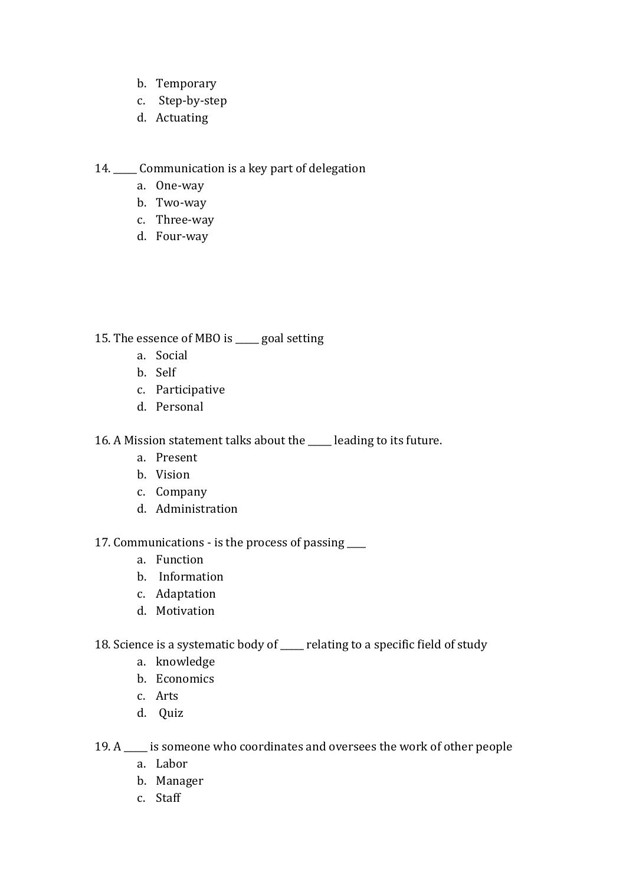b. Temporary
c. Step-by-step
d. Actuating

14. _____ Communication is a key part of delegation
   a. One-way
   b. Two-way
   c. Three-way
   d. Four-way

15. The essence of MBO is _____ goal setting
   a. Social
   b. Self
   c. Participative
   d. Personal

16. A Mission statement talks about the _____ leading to its future.
   a. Present
   b. Vision
   c. Company
   d. Administration

17. Communications - is the process of passing ____
   a. Function
   b. Information
   c. Adaptation
   d. Motivation

18. Science is a systematic body of _____ relating to a specific field of study
   a. knowledge
   b. Economics
   c. Arts
   d. Quiz

19. A _____ is someone who coordinates and oversees the work of other people
   a. Labor
   b. Manager
   c. Staff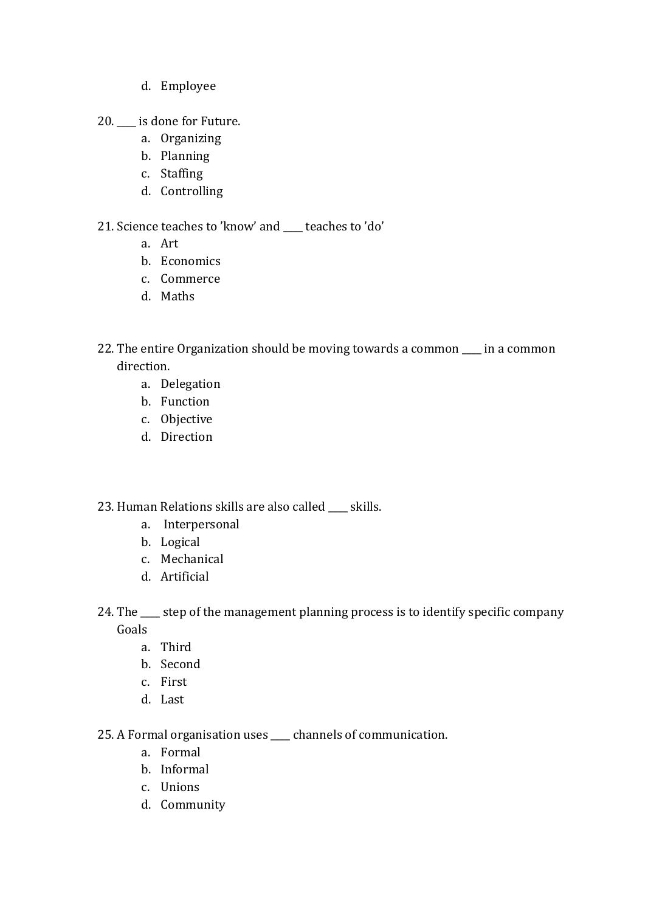d. Employee

20. ____ is done for Future.
    a. Organizing
    b. Planning
    c. Staffing
    d. Controlling

21. Science teaches to 'know' and ____ teaches to 'do'
    a. Art
    b. Economics
    c. Commerce
    d. Maths

22. The entire Organization should be moving towards a common ____ in a common direction.
    a. Delegation
    b. Function
    c. Objective
    d. Direction

23. Human Relations skills are also called ____ skills.
    a. Interpersonal
    b. Logical
    c. Mechanical
    d. Artificial

24. The ____ step of the management planning process is to identify specific company Goals
    a. Third
    b. Second
    c. First
    d. Last

25. A Formal organisation uses ____ channels of communication.
    a. Formal
    b. Informal
    c. Unions
    d. Community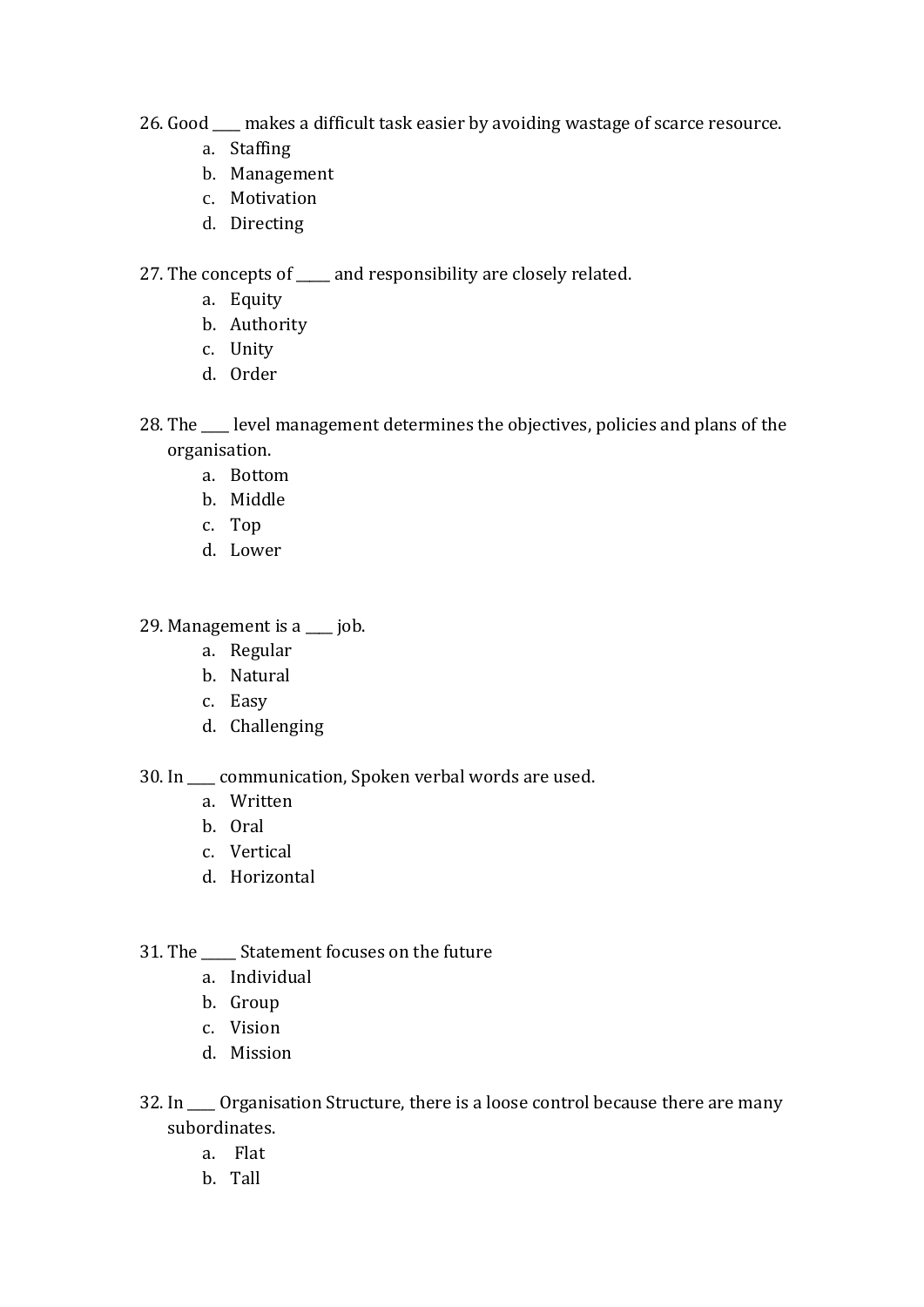26. Good ____ makes a difficult task easier by avoiding wastage of scarce resource.
    a. Staffing
    b. Management
    c. Motivation
    d. Directing

27. The concepts of _____ and responsibility are closely related.
    a. Equity
    b. Authority
    c. Unity
    d. Order

28. The ____ level management determines the objectives, policies and plans of the organisation.
    a. Bottom
    b. Middle
    c. Top
    d. Lower

29. Management is a ____ job.
    a. Regular
    b. Natural
    c. Easy
    d. Challenging

30. In ____ communication, Spoken verbal words are used.
    a. Written
    b. Oral
    c. Vertical
    d. Horizontal

31. The _____ Statement focuses on the future
    a. Individual
    b. Group
    c. Vision
    d. Mission

32. In ____ Organisation Structure, there is a loose control because there are many subordinates.
    a. Flat
    b. Tall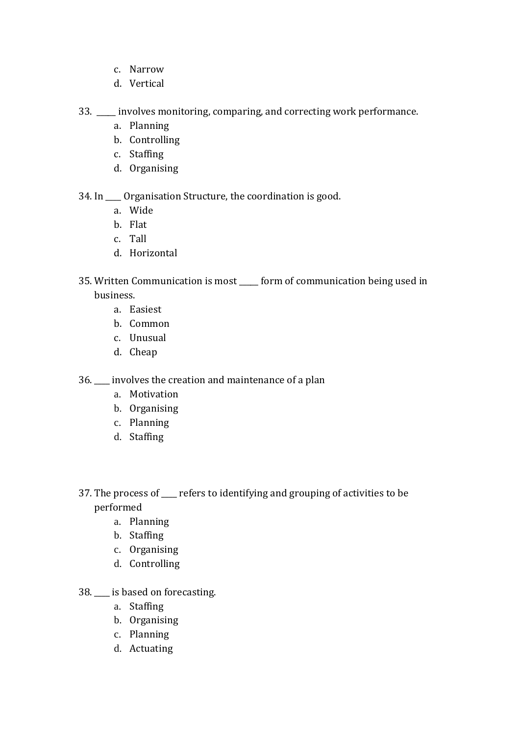c. Narrow
d. Vertical

33. _____ involves monitoring, comparing, and correcting work performance.
    a. Planning
    b. Controlling
    c. Staffing
    d. Organising

34. In ____ Organisation Structure, the coordination is good.
    a. Wide
    b. Flat
    c. Tall
    d. Horizontal

35. Written Communication is most _____ form of communication being used in business.
    a. Easiest
    b. Common
    c. Unusual
    d. Cheap

36. ____ involves the creation and maintenance of a plan
    a. Motivation
    b. Organising
    c. Planning
    d. Staffing

37. The process of ____ refers to identifying and grouping of activities to be performed
    a. Planning
    b. Staffing
    c. Organising
    d. Controlling

38. ____ is based on forecasting.
    a. Staffing
    b. Organising
    c. Planning
    d. Actuating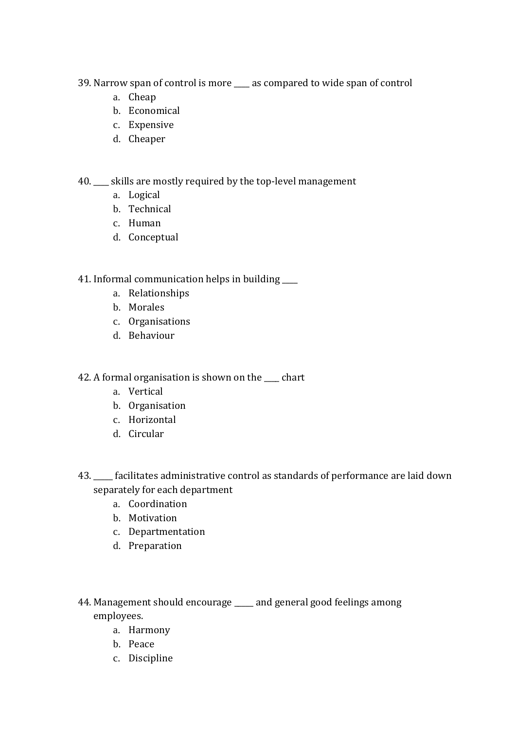39. Narrow span of control is more ____ as compared to wide span of control
    a. Cheap
    b. Economical
    c. Expensive
    d. Cheaper

40. ____ skills are mostly required by the top-level management
    a. Logical
    b. Technical
    c. Human
    d. Conceptual

41. Informal communication helps in building ____
    a. Relationships
    b. Morales
    c. Organisations
    d. Behaviour

42. A formal organisation is shown on the ____ chart
    a. Vertical
    b. Organisation
    c. Horizontal
    d. Circular

43. _____ facilitates administrative control as standards of performance are laid down separately for each department
    a. Coordination
    b. Motivation
    c. Departmentation
    d. Preparation

44. Management should encourage _____ and general good feelings among employees.
    a. Harmony
    b. Peace
    c. Discipline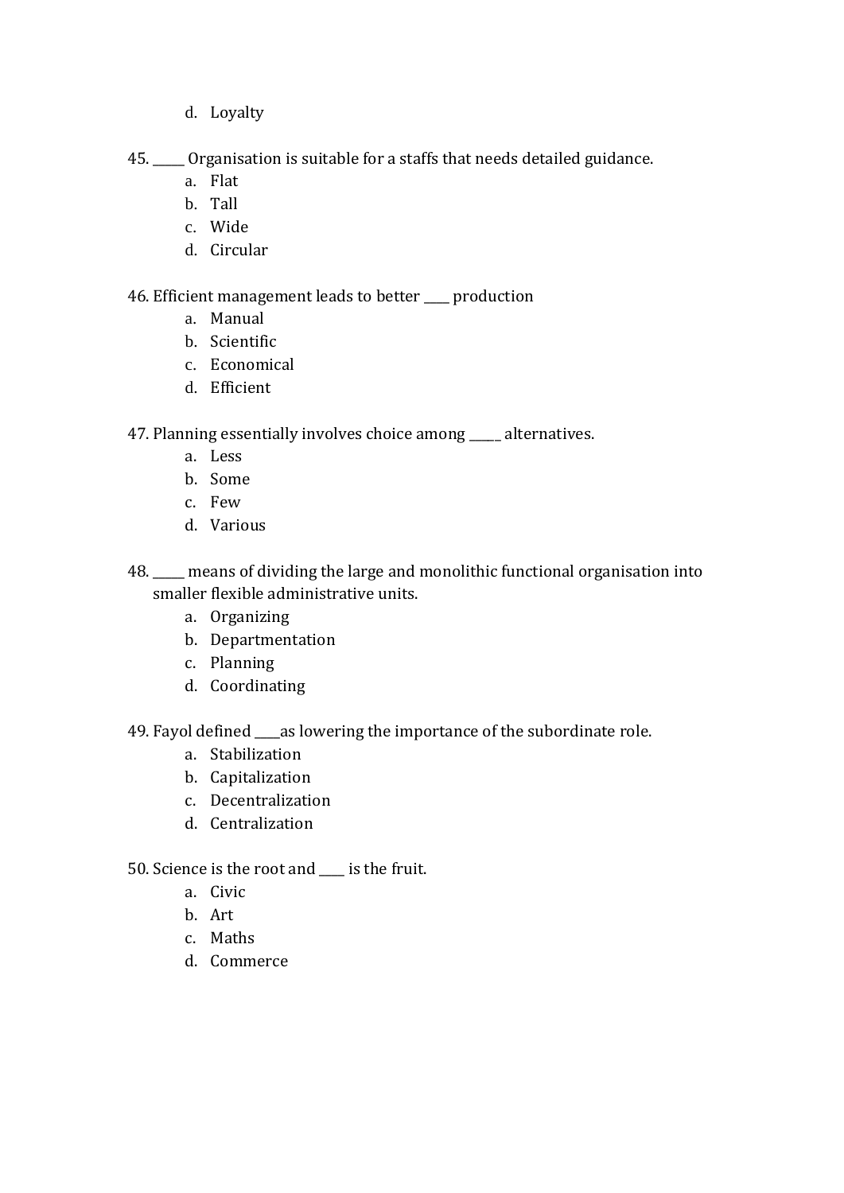d. Loyalty

45. _____ Organisation is suitable for a staffs that needs detailed guidance.
    a. Flat
    b. Tall
    c. Wide
    d. Circular

46. Efficient management leads to better ____ production
    a. Manual
    b. Scientific
    c. Economical
    d. Efficient

47. Planning essentially involves choice among _____ alternatives.
    a. Less
    b. Some
    c. Few
    d. Various

48. _____ means of dividing the large and monolithic functional organisation into smaller flexible administrative units.
    a. Organizing
    b. Departmentation
    c. Planning
    d. Coordinating

49. Fayol defined ____as lowering the importance of the subordinate role.
    a. Stabilization
    b. Capitalization
    c. Decentralization
    d. Centralization

50. Science is the root and ____ is the fruit.
    a. Civic
    b. Art
    c. Maths
    d. Commerce